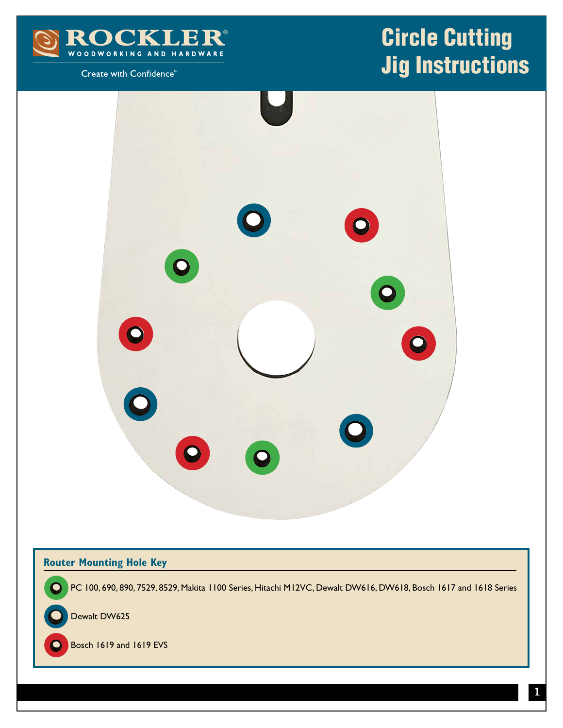ROCKLER®

WOODWORKING AND HARDWARE

Create with Confidence™

# Circle Cutting Jig Instructions

## Router Mounting Hole Key

- (Green) PC 100, 690, 890, 7529, 8529, Makita 1100 Series, Hitachi M12VC, Dewalt DW616, DW618, Bosch 1617 and 1618 Series
- (Blue) Dewalt DW625
- (Red) Bosch 1619 and 1619 EVS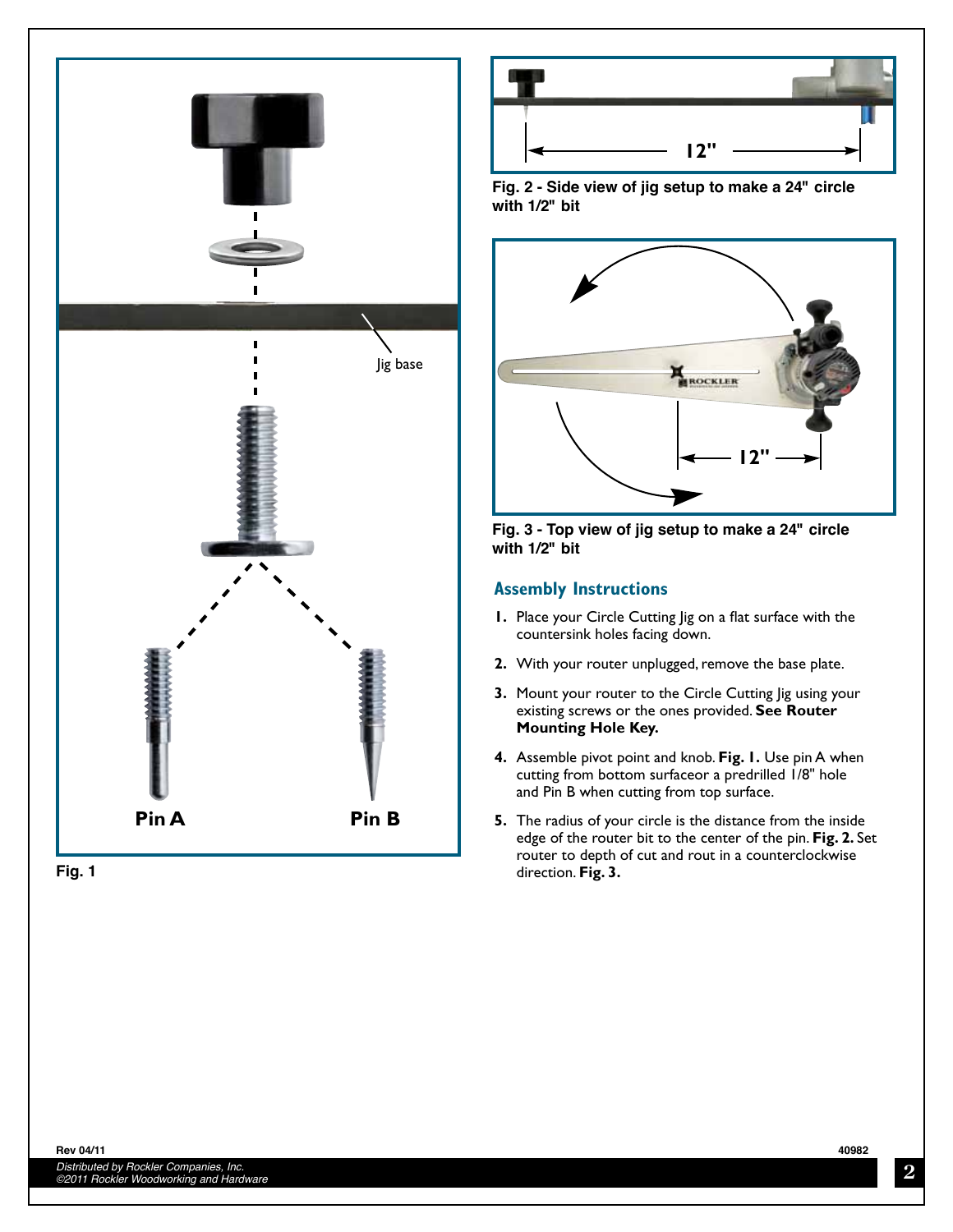Pin A

Pin B

Jig base

Fig. 1

12"

Fig. 2 - Side view of jig setup to make a 24" circle with 1/2" bit

12"

Fig. 3 - Top view of jig setup to make a 24" circle with 1/2" bit

## Assembly Instructions

1. Place your Circle Cutting Jig on a flat surface with the countersink holes facing down.
2. With your router unplugged, remove the base plate.
3. Mount your router to the Circle Cutting Jig using your existing screws or the ones provided. **See Router Mounting Hole Key.**
4. Assemble pivot point and knob. **Fig. 1.** Use pin A when cutting from bottom surfaceor a predrilled 1/8" hole and Pin B when cutting from top surface.
5. The radius of your circle is the distance from the inside edge of the router bit to the center of the pin. **Fig. 2.** Set router to depth of cut and rout in a counterclockwise direction. **Fig. 3.**

Rev 04/11

40982

*Distributed by Rockler Companies, Inc.*
*©2011 Rockler Woodworking and Hardware*